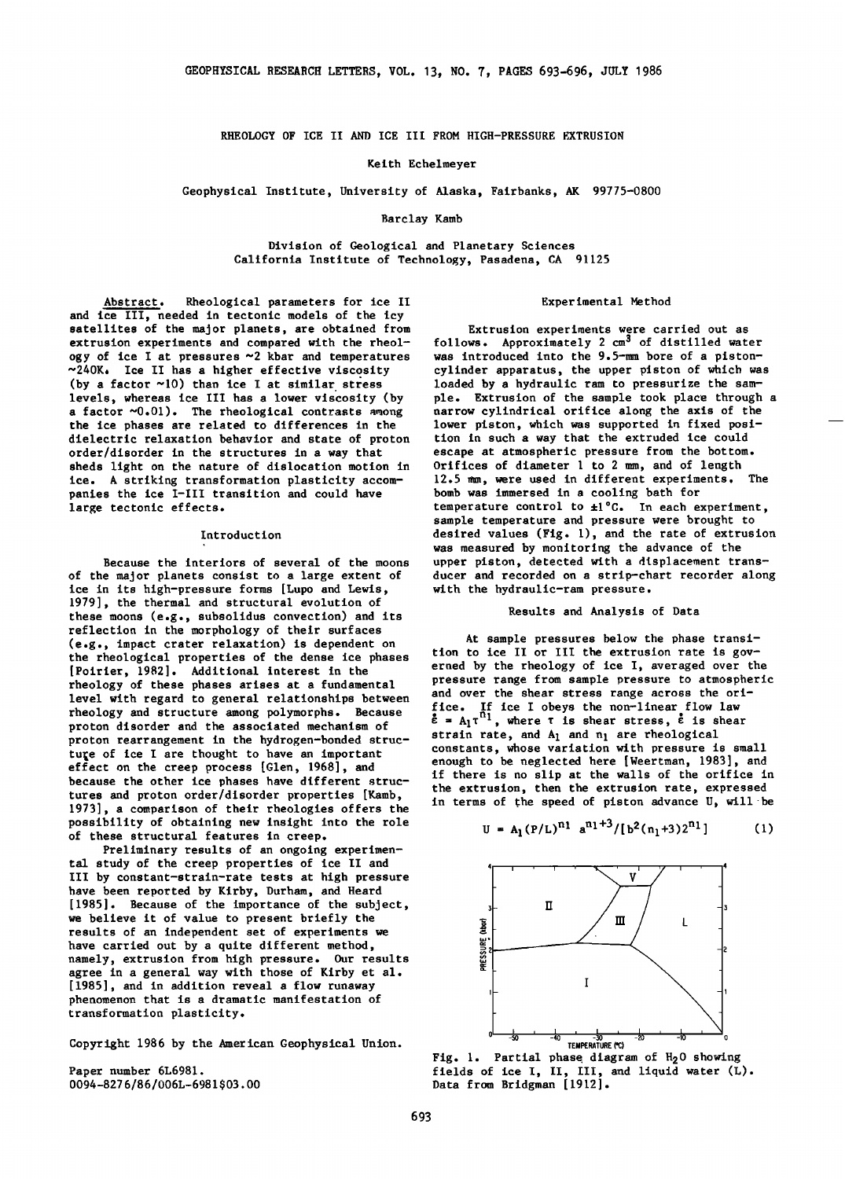# RHEOLOGY OF ICE II AND ICE III FROM HIGH-PRESSURE EXTRUSION

Keith Echelmeyer

Geophysical Institute, University of Alaska, Fairbanks, AK 99775-0800

Barclay Kamb

Division of Geological and Planetary Sciences
California Institute of Technology, Pasadena, CA 91125

**Abstract.** Rheological parameters for ice II and ice III, needed in tectonic models of the icy satellites of the major planets, are obtained from extrusion experiments and compared with the rheology of ice I at pressures ~2 kbar and temperatures ~240K. Ice II has a higher effective viscosity (by a factor ~10) than ice I at similar stress levels, whereas ice III has a lower viscosity (by a factor ~0.01). The rheological contrasts among the ice phases are related to differences in the dielectric relaxation behavior and state of proton order/disorder in the structures in a way that sheds light on the nature of dislocation motion in ice. A striking transformation plasticity accompanies the ice I-III transition and could have large tectonic effects.

## Introduction

Because the interiors of several of the moons of the major planets consist to a large extent of ice in its high-pressure forms [Lupo and Lewis, 1979], the thermal and structural evolution of these moons (e.g., subsolidus convection) and its reflection in the morphology of their surfaces (e.g., impact crater relaxation) is dependent on the rheological properties of the dense ice phases [Poirier, 1982]. Additional interest in the rheology of these phases arises at a fundamental level with regard to general relationships between rheology and structure among polymorphs. Because proton disorder and the associated mechanism of proton rearrangement in the hydrogen-bonded structure of ice I are thought to have an important effect on the creep process [Glen, 1968], and because the other ice phases have different structures and proton order/disorder properties [Kamb, 1973], a comparison of their rheologies offers the possibility of obtaining new insight into the role of these structural features in creep.

Preliminary results of an ongoing experimental study of the creep properties of ice II and III by constant-strain-rate tests at high pressure have been reported by Kirby, Durham, and Heard [1985]. Because of the importance of the subject, we believe it of value to present briefly the results of an independent set of experiments we have carried out by a quite different method, namely, extrusion from high pressure. Our results agree in a general way with those of Kirby et al. [1985], and in addition reveal a flow runaway phenomenon that is a dramatic manifestation of transformation plasticity.

Copyright 1986 by the American Geophysical Union.

Paper number 6L6981.
0094-8276/86/006L-6981$03.00

## Experimental Method

Extrusion experiments were carried out as follows. Approximately 2 cm$^3$ of distilled water was introduced into the 9.5-mm bore of a piston-cylinder apparatus, the upper piston of which was loaded by a hydraulic ram to pressurize the sample. Extrusion of the sample took place through a narrow cylindrical orifice along the axis of the lower piston, which was supported in fixed position in such a way that the extruded ice could escape at atmospheric pressure from the bottom. Orifices of diameter 1 to 2 mm, and of length 12.5 mm, were used in different experiments. The bomb was immersed in a cooling bath for temperature control to ±1°C. In each experiment, sample temperature and pressure were brought to desired values (Fig. 1), and the rate of extrusion was measured by monitoring the advance of the upper piston, detected with a displacement transducer and recorded on a strip-chart recorder along with the hydraulic-ram pressure.

## Results and Analysis of Data

At sample pressures below the phase transition to ice II or III the extrusion rate is governed by the rheology of ice I, averaged over the pressure range from sample pressure to atmospheric and over the shear stress range across the orifice. If ice I obeys the non-linear flow law $\dot{\varepsilon} = A_1\tau^{n_1}$, where $\tau$ is shear stress, $\dot{\varepsilon}$ is shear strain rate, and $A_1$ and $n_1$ are rheological constants, whose variation with pressure is small enough to be neglected here [Weertman, 1983], and if there is no slip at the walls of the orifice in the extrusion, then the extrusion rate, expressed in terms of the speed of piston advance U, will be

$$U = A_1(P/L)^{n_1}\, a^{n_1+3}/[b^2(n_1+3)2^{n_1}] \tag{1}$$

V
II
III
L
I
PRESSURE (kbar)
TEMPERATURE (°C)
0 1 2 3 4
-50 -40 -30 -20 -10 0

Fig. 1. Partial phase diagram of $H_2O$ showing fields of ice I, II, III, and liquid water (L). Data from Bridgman [1912].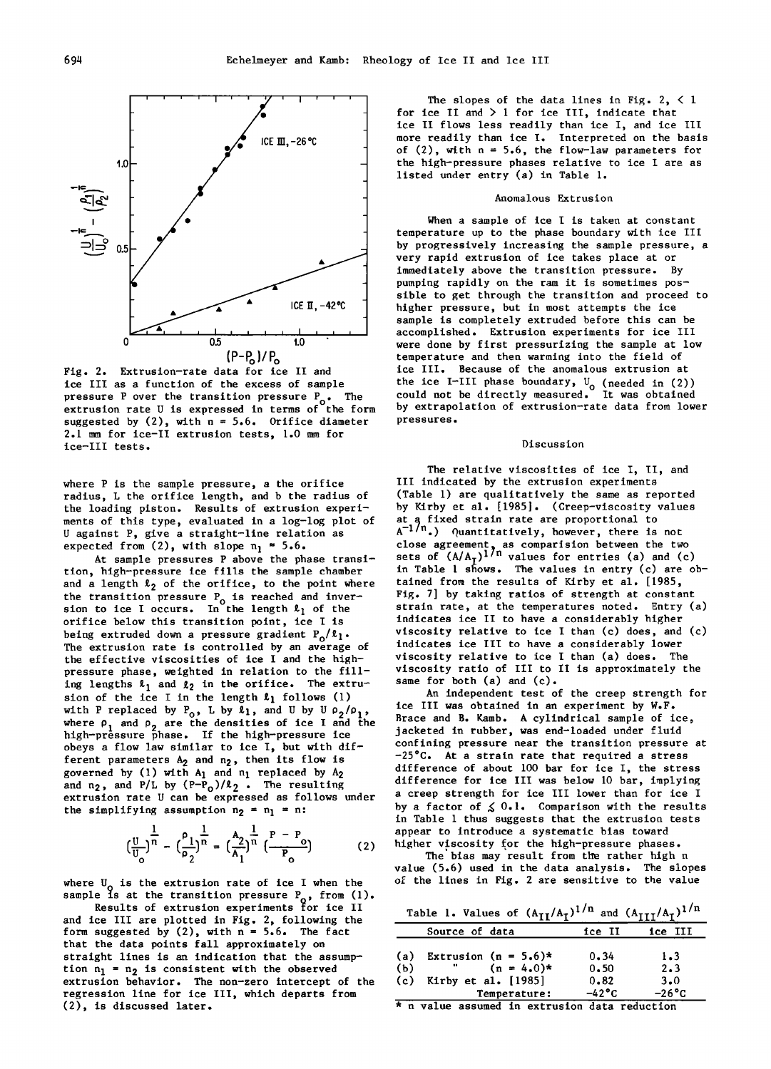$(U/U_o)^{1/n} - (\rho_1/\rho_2)^{1/n}$

1.0

0.5

0

0.5

1.0

$(P-P_o)/P_o$

ICE III, -26 °C

ICE II, -42 °C

Fig. 2. Extrusion-rate data for ice II and ice III as a function of the excess of sample pressure P over the transition pressure $P_o$. The extrusion rate U is expressed in terms of the form suggested by (2), with n = 5.6. Orifice diameter 2.1 mm for ice-II extrusion tests, 1.0 mm for ice-III tests.

where P is the sample pressure, a the orifice radius, L the orifice length, and b the radius of the loading piston. Results of extrusion experiments of this type, evaluated in a log-log plot of U against P, give a straight-line relation as expected from (2), with slope $n_1 \approx 5.6$.

At sample pressures P above the phase transition, high-pressure ice fills the sample chamber and a length $\ell_2$ of the orifice, to the point where the transition pressure $P_o$ is reached and inversion to ice I occurs. In the length $\ell_1$ of the orifice below this transition point, ice I is being extruded down a pressure gradient $P_o/\ell_1$. The extrusion rate is controlled by an average of the effective viscosities of ice I and the high-pressure phase, weighted in relation to the filling lengths $\ell_1$ and $\ell_2$ in the orifice. The extrusion of the ice I in the length $\ell_1$ follows (1) with P replaced by $P_o$, L by $\ell_1$, and U by U $\rho_2/\rho_1$, where $\rho_1$ and $\rho_2$ are the densities of ice I and the high-pressure phase. If the high-pressure ice obeys a flow law similar to ice I, but with different parameters $A_2$ and $n_2$, then its flow is governed by (1) with $A_1$ and $n_1$ replaced by $A_2$ and $n_2$, and P/L by $(P-P_o)/\ell_2$. The resulting extrusion rate U can be expressed as follows under the simplifying assumption $n_2 = n_1 = n$:

$$\left(\frac{U}{U_o}\right)^{\frac{1}{n}} - \left(\frac{\rho_1}{\rho_2}\right)^{\frac{1}{n}} = \left(\frac{A_2}{A_1}\right)^{\frac{1}{n}} \left(\frac{P - P_o}{P_o}\right) \qquad (2)$$

where $U_o$ is the extrusion rate of ice I when the sample is at the transition pressure $P_o$, from (1).

Results of extrusion experiments for ice II and ice III are plotted in Fig. 2, following the form suggested by (2), with n = 5.6. The fact that the data points fall approximately on straight lines is an indication that the assumption $n_1 = n_2$ is consistent with the observed extrusion behavior. The non-zero intercept of the regression line for ice III, which departs from (2), is discussed later.

The slopes of the data lines in Fig. 2, < 1 for ice II and > 1 for ice III, indicate that ice II flows less readily than ice I, and ice III more readily than ice I. Interpreted on the basis of (2), with n = 5.6, the flow-law parameters for the high-pressure phases relative to ice I are as listed under entry (a) in Table 1.

## Anomalous Extrusion

When a sample of ice I is taken at constant temperature up to the phase boundary with ice III by progressively increasing the sample pressure, a very rapid extrusion of ice takes place at or immediately above the transition pressure. By pumping rapidly on the ram it is sometimes possible to get through the transition and proceed to higher pressure, but in most attempts the ice sample is completely extruded before this can be accomplished. Extrusion experiments for ice III were done by first pressurizing the sample at low temperature and then warming into the field of ice III. Because of the anomalous extrusion at the ice I-III phase boundary, $U_o$ (needed in (2)) could not be directly measured. It was obtained by extrapolation of extrusion-rate data from lower pressures.

## Discussion

The relative viscosities of ice I, II, and III indicated by the extrusion experiments (Table 1) are qualitatively the same as reported by Kirby et al. [1985]. (Creep-viscosity values at a fixed strain rate are proportional to $A^{-1/n}$.) Quantitatively, however, there is not close agreement, as comparision between the two sets of $(A/A_I)^{1/n}$ values for entries (a) and (c) in Table 1 shows. The values in entry (c) are obtained from the results of Kirby et al. [1985, Fig. 7] by taking ratios of strength at constant strain rate, at the temperatures noted. Entry (a) indicates ice II to have a considerably higher viscosity relative to ice I than (c) does, and (c) indicates ice III to have a considerably lower viscosity relative to ice I than (a) does. The viscosity ratio of III to II is approximately the same for both (a) and (c).

An independent test of the creep strength for ice III was obtained in an experiment by W.F. Brace and B. Kamb. A cylindrical sample of ice, jacketed in rubber, was end-loaded under fluid confining pressure near the transition pressure at -25°C. At a strain rate that required a stress difference of about 100 bar for ice I, the stress difference for ice III was below 10 bar, implying a creep strength for ice III lower than for ice I by a factor of ≲ 0.1. Comparison with the results in Table 1 thus suggests that the extrusion tests appear to introduce a systematic bias toward higher viscosity for the high-pressure phases.

The bias may result from the rather high n value (5.6) used in the data analysis. The slopes of the lines in Fig. 2 are sensitive to the value

Table 1. Values of $(A_{II}/A_I)^{1/n}$ and $(A_{III}/A_I)^{1/n}$

| Source of data | Ice II | Ice III |
|---|---|---|
| (a) Extrusion (n = 5.6)* | 0.34 | 1.3 |
| (b) " (n = 4.0)* | 0.50 | 2.3 |
| (c) Kirby et al. [1985] | 0.82 | 3.0 |
| Temperature: | -42°C | -26°C |

* n value assumed in extrusion data reduction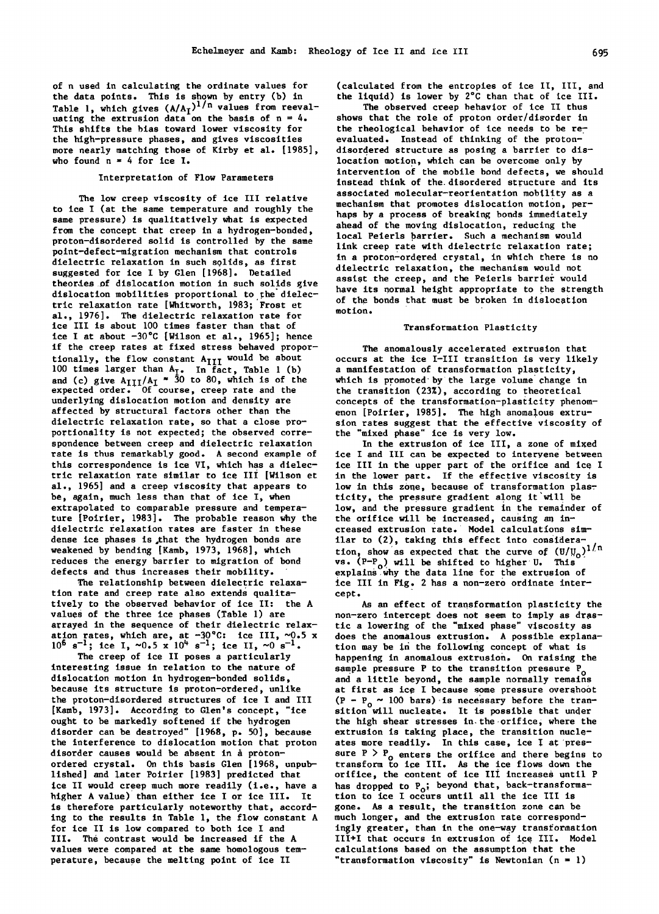of n used in calculating the ordinate values for the data points. This is shown by entry (b) in Table 1, which gives $(A/A_I)^{1/n}$ values from reevaluating the extrusion data on the basis of n = 4. This shifts the bias toward lower viscosity for the high-pressure phases, and gives viscosities more nearly matching those of Kirby et al. [1985], who found n = 4 for ice I.

### Interpretation of Flow Parameters

The low creep viscosity of ice III relative to ice I (at the same temperature and roughly the same pressure) is qualitatively what is expected from the concept that creep in a hydrogen-bonded, proton-disordered solid is controlled by the same point-defect-migration mechanism that controls dielectric relaxation in such solids, as first suggested for ice I by Glen [1968]. Detailed theories of dislocation motion in such solids give dislocation mobilities proportional to the dielectric relaxation rate [Whitworth, 1983; Frost et al., 1976]. The dielectric relaxation rate for ice III is about 100 times faster than that of ice I at about -30°C [Wilson et al., 1965]; hence if the creep rates at fixed stress behaved proportionally, the flow constant $A_{III}$ would be about 100 times larger than $A_I$. In fact, Table 1 (b) and (c) give $A_{III}/A_I$ = 30 to 80, which is of the expected order. Of course, creep rate and the underlying dislocation motion and density are affected by structural factors other than the dielectric relaxation rate, so that a close proportionality is not expected; the observed correspondence between creep and dielectric relaxation rate is thus remarkably good. A second example of this correspondence is ice VI, which has a dielectric relaxation rate similar to ice III [Wilson et al., 1965] and a creep viscosity that appears to be, again, much less than that of ice I, when extrapolated to comparable pressure and temperature [Poirier, 1983]. The probable reason why the dielectric relaxation rates are faster in these dense ice phases is that the hydrogen bonds are weakened by bending [Kamb, 1973, 1968], which reduces the energy barrier to migration of bond defects and thus increases their mobility.

The relationship between dielectric relaxation rate and creep rate also extends qualitatively to the observed behavior of ice II: the A values of the three ice phases (Table 1) are arrayed in the sequence of their dielectric relaxation rates, which are, at -30°C: ice III, ~0.5 x $10^6$ $s^{-1}$; ice I, ~0.5 x $10^4$ $s^{-1}$; ice II, ~0 $s^{-1}$.

The creep of ice II poses a particularly interesting issue in relation to the nature of dislocation motion in hydrogen-bonded solids, because its structure is proton-ordered, unlike the proton-disordered structures of ice I and III [Kamb, 1973]. According to Glen's concept, "ice ought to be markedly softened if the hydrogen disorder can be destroyed" [1968, p. 50], because the interference to dislocation motion that proton disorder causes would be absent in a proton-ordered crystal. On this basis Glen [1968, unpublished] and later Poirier [1983] predicted that ice II would creep much more readily (i.e., have a higher A value) than either ice I or ice III. It is therefore particularly noteworthy that, according to the results in Table 1, the flow constant A for ice II is low compared to both ice I and III. The contrast would be increased if the A values were compared at the same homologous temperature, because the melting point of ice II (calculated from the entropies of ice II, III, and the liquid) is lower by 2°C than that of ice III.

The observed creep behavior of ice II thus shows that the role of proton order/disorder in the rheological behavior of ice needs to be reevaluated. Instead of thinking of the proton-disordered structure as posing a barrier to dislocation motion, which can be overcome only by intervention of the mobile bond defects, we should instead think of the disordered structure and its associated molecular-reorientation mobility as a mechanism that promotes dislocation motion, perhaps by a process of breaking bonds immediately ahead of the moving dislocation, reducing the local Peierls barrier. Such a mechanism would link creep rate with dielectric relaxation rate; in a proton-ordered crystal, in which there is no dielectric relaxation, the mechanism would not assist the creep, and the Peierls barrier would have its normal height appropriate to the strength of the bonds that must be broken in dislocation motion.

### Transformation Plasticity

The anomalously accelerated extrusion that occurs at the ice I-III transition is very likely a manifestation of transformation plasticity, which is promoted by the large volume change in the transition (23%), according to theoretical concepts of the transformation-plasticity phenomenon [Poirier, 1985]. The high anomalous extrusion rates suggest that the effective viscosity of the "mixed phase" ice is very low.

In the extrusion of ice III, a zone of mixed ice I and III can be expected to intervene between ice III in the upper part of the orifice and ice I in the lower part. If the effective viscosity is low in this zone, because of transformation plasticity, the pressure gradient along it will be low, and the pressure gradient in the remainder of the orifice will be increased, causing an increased extrusion rate. Model calculations similar to (2), taking this effect into consideration, show as expected that the curve of $(U/U_o)^{1/n}$ vs. $(P-P_o)$ will be shifted to higher U. This explains why the data line for the extrusion of ice III in Fig. 2 has a non-zero ordinate intercept.

As an effect of transformation plasticity the non-zero intercept does not seem to imply as drastic a lowering of the "mixed phase" viscosity as does the anomalous extrusion. A possible explanation may be in the following concept of what is happening in anomalous extrusion. On raising the sample pressure P to the transition pressure $P_o$ and a little beyond, the sample normally remains at first as ice I because some pressure overshoot ($P - P_o$ ~ 100 bars) is necessary before the transition will nucleate. It is possible that under the high shear stresses in the orifice, where the extrusion is taking place, the transition nucleates more readily. In this case, ice I at pressure $P > P_o$ enters the orifice and there begins to transform to ice III. As the ice flows down the orifice, the content of ice III increases until P has dropped to $P_o$; beyond that, back-transformation to ice I occurs until all the ice III is gone. As a result, the transition zone can be much longer, and the extrusion rate correspondingly greater, than in the one-way transformation III→I that occurs in extrusion of ice III. Model calculations based on the assumption that the "transformation viscosity" is Newtonian (n = 1)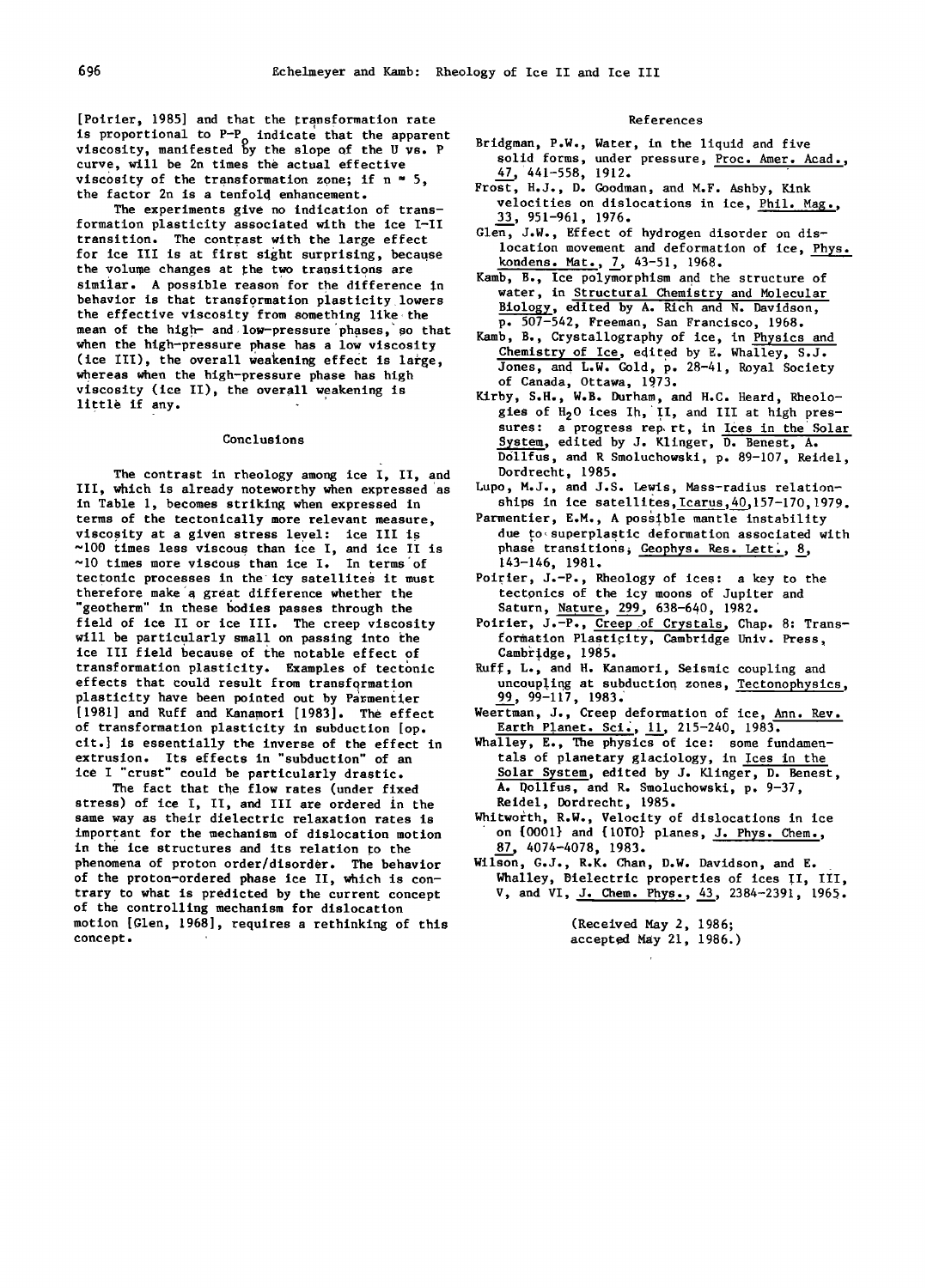[Poirier, 1985] and that the transformation rate is proportional to $P-P_0$ indicate that the apparent viscosity, manifested by the slope of the U vs. P curve, will be 2n times the actual effective viscosity of the transformation zone; if $n \approx 5$, the factor 2n is a tenfold enhancement.

The experiments give no indication of transformation plasticity associated with the ice I-II transition. The contrast with the large effect for ice III is at first sight surprising, because the volume changes at the two transitions are similar. A possible reason for the difference in behavior is that transformation plasticity lowers the effective viscosity from something like the mean of the high- and low-pressure phases, so that when the high-pressure phase has a low viscosity (ice III), the overall weakening effect is large, whereas when the high-pressure phase has high viscosity (ice II), the overall weakening is little if any.

## Conclusions

The contrast in rheology among ice I, II, and III, which is already noteworthy when expressed as in Table 1, becomes striking when expressed in terms of the tectonically more relevant measure, viscosity at a given stress level: ice III is ~100 times less viscous than ice I, and ice II is ~10 times more viscous than ice I. In terms of tectonic processes in the icy satellites it must therefore make a great difference whether the "geotherm" in these bodies passes through the field of ice II or ice III. The creep viscosity will be particularly small on passing into the ice III field because of the notable effect of transformation plasticity. Examples of tectonic effects that could result from transformation plasticity have been pointed out by Parmentier [1981] and Ruff and Kanamori [1983]. The effect of transformation plasticity in subduction [op. cit.] is essentially the inverse of the effect in extrusion. Its effects in "subduction" of an ice I "crust" could be particularly drastic.

The fact that the flow rates (under fixed stress) of ice I, II, and III are ordered in the same way as their dielectric relaxation rates is important for the mechanism of dislocation motion in the ice structures and its relation to the phenomena of proton order/disorder. The behavior of the proton-ordered phase ice II, which is contrary to what is predicted by the current concept of the controlling mechanism for dislocation motion [Glen, 1968], requires a rethinking of this concept.

## References

Bridgman, P.W., Water, in the liquid and five solid forms, under pressure, Proc. Amer. Acad., 47, 441-558, 1912.

Frost, H.J., D. Goodman, and M.F. Ashby, Kink velocities on dislocations in ice, Phil. Mag., 33, 951-961, 1976.

Glen, J.W., Effect of hydrogen disorder on dislocation movement and deformation of ice, Phys. kondens. Mat., 7, 43-51, 1968.

Kamb, B., Ice polymorphism and the structure of water, in Structural Chemistry and Molecular Biology, edited by A. Rich and N. Davidson, p. 507-542, Freeman, San Francisco, 1968.

Kamb, B., Crystallography of ice, in Physics and Chemistry of Ice, edited by E. Whalley, S.J. Jones, and L.W. Gold, p. 28-41, Royal Society of Canada, Ottawa, 1973.

Kirby, S.H., W.B. Durham, and H.C. Heard, Rheologies of $H_2O$ ices Ih, II, and III at high pressures: a progress report, in Ices in the Solar System, edited by J. Klinger, D. Benest, A. Dollfus, and R Smoluchowski, p. 89-107, Reidel, Dordrecht, 1985.

Lupo, M.J., and J.S. Lewis, Mass-radius relationships in ice satellites, Icarus, 40, 157-170, 1979.

Parmentier, E.M., A possible mantle instability due to superplastic deformation associated with phase transitions, Geophys. Res. Lett., 8, 143-146, 1981.

Poirier, J.-P., Rheology of ices: a key to the tectonics of the icy moons of Jupiter and Saturn, Nature, 299, 638-640, 1982.

Poirier, J.-P., Creep of Crystals, Chap. 8: Transformation Plasticity, Cambridge Univ. Press, Cambridge, 1985.

Ruff, L., and H. Kanamori, Seismic coupling and uncoupling at subduction zones, Tectonophysics, 99, 99-117, 1983.

Weertman, J., Creep deformation of ice, Ann. Rev. Earth Planet. Sci., 11, 215-240, 1983.

Whalley, E., The physics of ice: some fundamentals of planetary glaciology, in Ices in the Solar System, edited by J. Klinger, D. Benest, A. Dollfus, and R. Smoluchowski, p. 9-37, Reidel, Dordrecht, 1985.

Whitworth, R.W., Velocity of dislocations in ice on {0001} and {10$\bar{1}$0} planes, J. Phys. Chem., 87, 4074-4078, 1983.

Wilson, G.J., R.K. Chan, D.W. Davidson, and E. Whalley, Dielectric properties of ices II, III, V, and VI, J. Chem. Phys., 43, 2384-2391, 1965.

(Received May 2, 1986;
accepted May 21, 1986.)